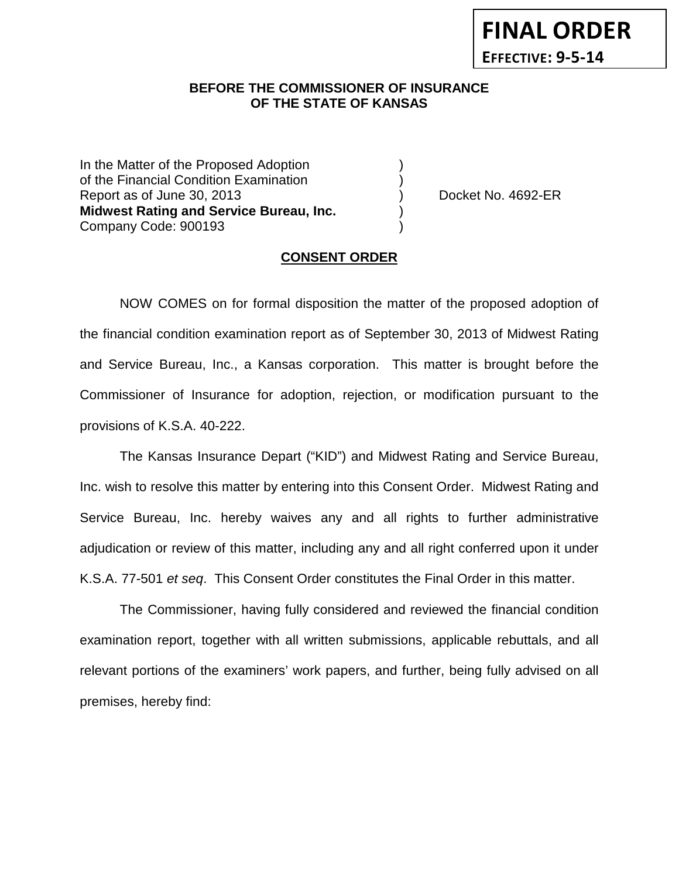**FINAL ORDER**

**EFFECTIVE: 9-5-14**

**BEFORE THE COMMISSIONER OF INSURANCE
OF THE STATE OF KANSAS**

In the Matter of the Proposed Adoption )
of the Financial Condition Examination )
Report as of June 30, 2013 ) Docket No. 4692-ER
**Midwest Rating and Service Bureau, Inc.** )
Company Code: 900193 )

**CONSENT ORDER**

NOW COMES on for formal disposition the matter of the proposed adoption of the financial condition examination report as of September 30, 2013 of Midwest Rating and Service Bureau, Inc., a Kansas corporation. This matter is brought before the Commissioner of Insurance for adoption, rejection, or modification pursuant to the provisions of K.S.A. 40-222.

The Kansas Insurance Depart ("KID") and Midwest Rating and Service Bureau, Inc. wish to resolve this matter by entering into this Consent Order. Midwest Rating and Service Bureau, Inc. hereby waives any and all rights to further administrative adjudication or review of this matter, including any and all right conferred upon it under K.S.A. 77-501 *et seq*. This Consent Order constitutes the Final Order in this matter.

The Commissioner, having fully considered and reviewed the financial condition examination report, together with all written submissions, applicable rebuttals, and all relevant portions of the examiners' work papers, and further, being fully advised on all premises, hereby find: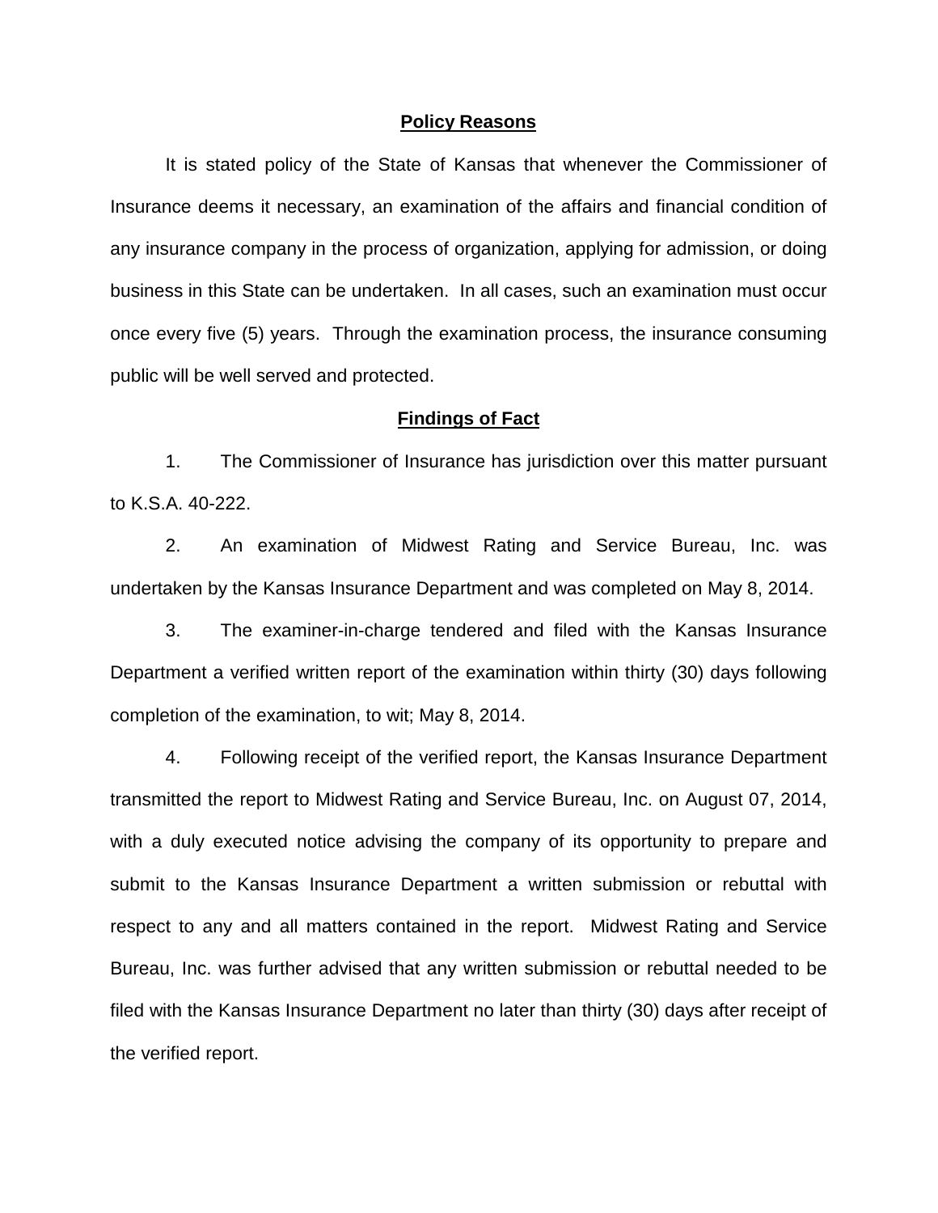**Policy Reasons**

It is stated policy of the State of Kansas that whenever the Commissioner of Insurance deems it necessary, an examination of the affairs and financial condition of any insurance company in the process of organization, applying for admission, or doing business in this State can be undertaken. In all cases, such an examination must occur once every five (5) years. Through the examination process, the insurance consuming public will be well served and protected.

**Findings of Fact**

1. The Commissioner of Insurance has jurisdiction over this matter pursuant to K.S.A. 40-222.

2. An examination of Midwest Rating and Service Bureau, Inc. was undertaken by the Kansas Insurance Department and was completed on May 8, 2014.

3. The examiner-in-charge tendered and filed with the Kansas Insurance Department a verified written report of the examination within thirty (30) days following completion of the examination, to wit; May 8, 2014.

4. Following receipt of the verified report, the Kansas Insurance Department transmitted the report to Midwest Rating and Service Bureau, Inc. on August 07, 2014, with a duly executed notice advising the company of its opportunity to prepare and submit to the Kansas Insurance Department a written submission or rebuttal with respect to any and all matters contained in the report. Midwest Rating and Service Bureau, Inc. was further advised that any written submission or rebuttal needed to be filed with the Kansas Insurance Department no later than thirty (30) days after receipt of the verified report.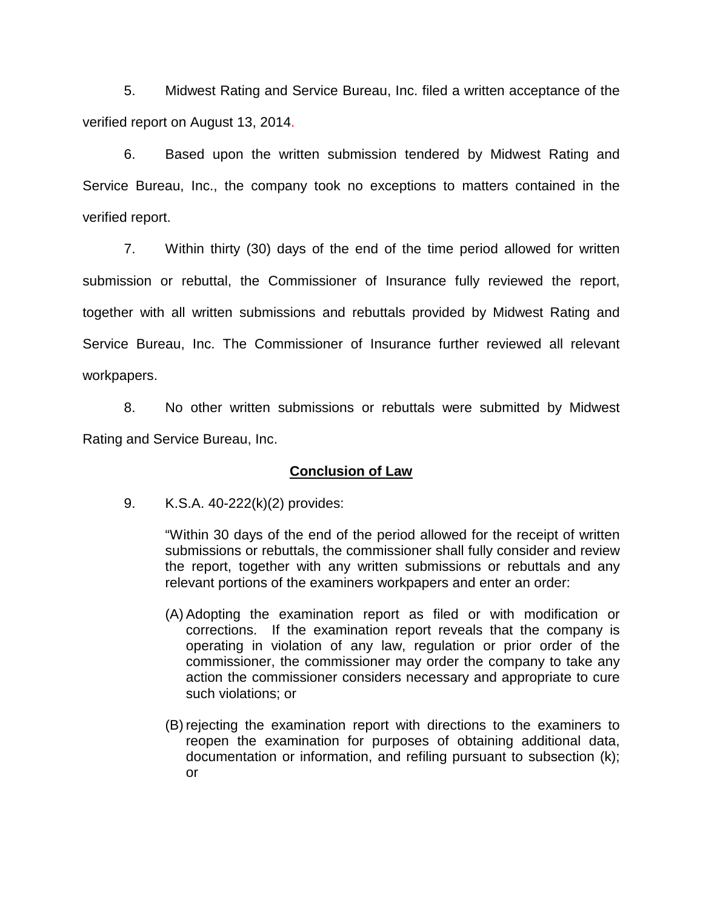5. Midwest Rating and Service Bureau, Inc. filed a written acceptance of the verified report on August 13, 2014.

6. Based upon the written submission tendered by Midwest Rating and Service Bureau, Inc., the company took no exceptions to matters contained in the verified report.

7. Within thirty (30) days of the end of the time period allowed for written submission or rebuttal, the Commissioner of Insurance fully reviewed the report, together with all written submissions and rebuttals provided by Midwest Rating and Service Bureau, Inc. The Commissioner of Insurance further reviewed all relevant workpapers.

8. No other written submissions or rebuttals were submitted by Midwest Rating and Service Bureau, Inc.

## **Conclusion of Law**

9. K.S.A. 40-222(k)(2) provides:

> "Within 30 days of the end of the period allowed for the receipt of written submissions or rebuttals, the commissioner shall fully consider and review the report, together with any written submissions or rebuttals and any relevant portions of the examiners workpapers and enter an order:
>
> (A) Adopting the examination report as filed or with modification or corrections. If the examination report reveals that the company is operating in violation of any law, regulation or prior order of the commissioner, the commissioner may order the company to take any action the commissioner considers necessary and appropriate to cure such violations; or
>
> (B) rejecting the examination report with directions to the examiners to reopen the examination for purposes of obtaining additional data, documentation or information, and refiling pursuant to subsection (k); or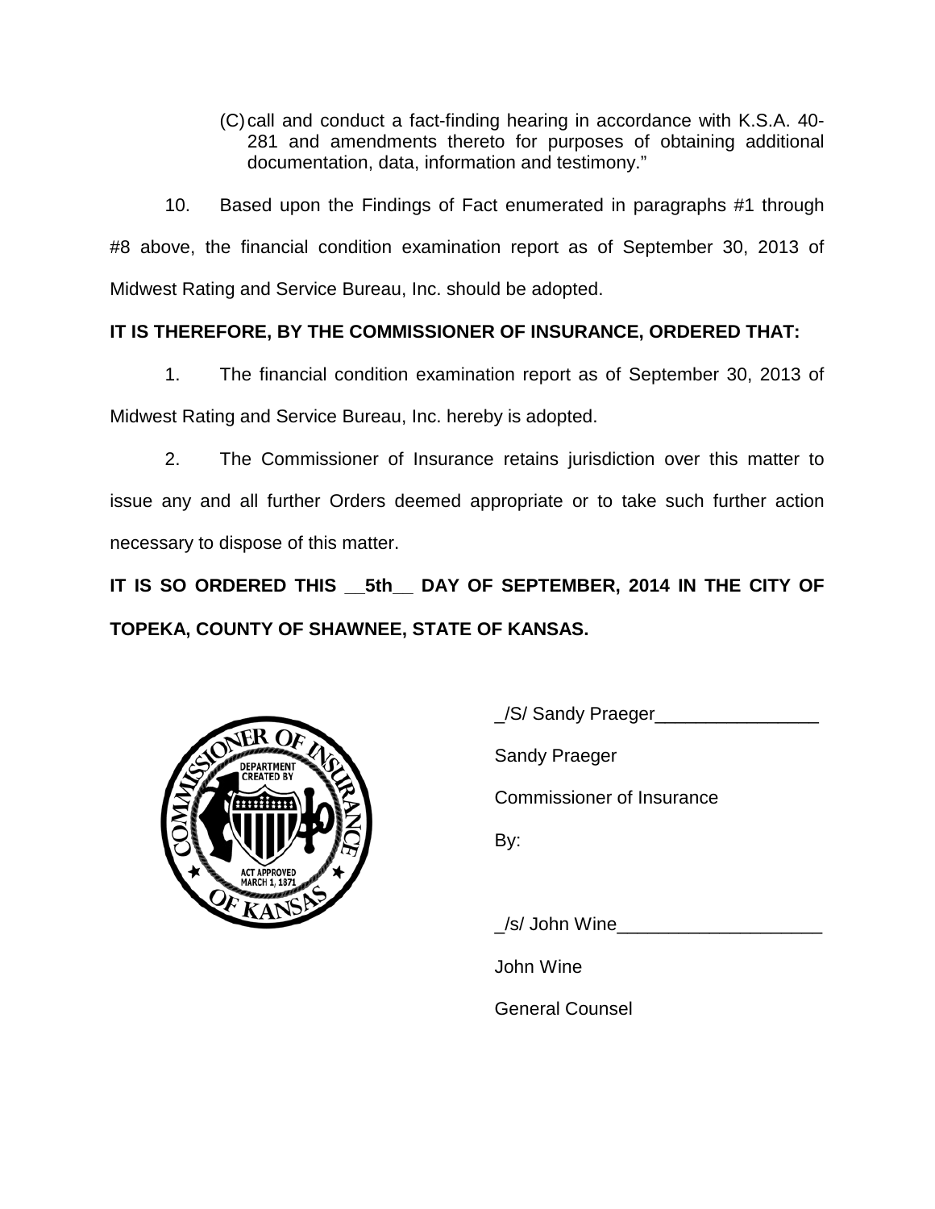(C) call and conduct a fact-finding hearing in accordance with K.S.A. 40-281 and amendments thereto for purposes of obtaining additional documentation, data, information and testimony."

10. Based upon the Findings of Fact enumerated in paragraphs #1 through #8 above, the financial condition examination report as of September 30, 2013 of Midwest Rating and Service Bureau, Inc. should be adopted.

**IT IS THEREFORE, BY THE COMMISSIONER OF INSURANCE, ORDERED THAT:**

1. The financial condition examination report as of September 30, 2013 of Midwest Rating and Service Bureau, Inc. hereby is adopted.

2. The Commissioner of Insurance retains jurisdiction over this matter to issue any and all further Orders deemed appropriate or to take such further action necessary to dispose of this matter.

**IT IS SO ORDERED THIS __5th__ DAY OF SEPTEMBER, 2014 IN THE CITY OF TOPEKA, COUNTY OF SHAWNEE, STATE OF KANSAS.**

_/S/ Sandy Praeger________________

Sandy Praeger

Commissioner of Insurance

By:

_/s/ John Wine____________________

John Wine

General Counsel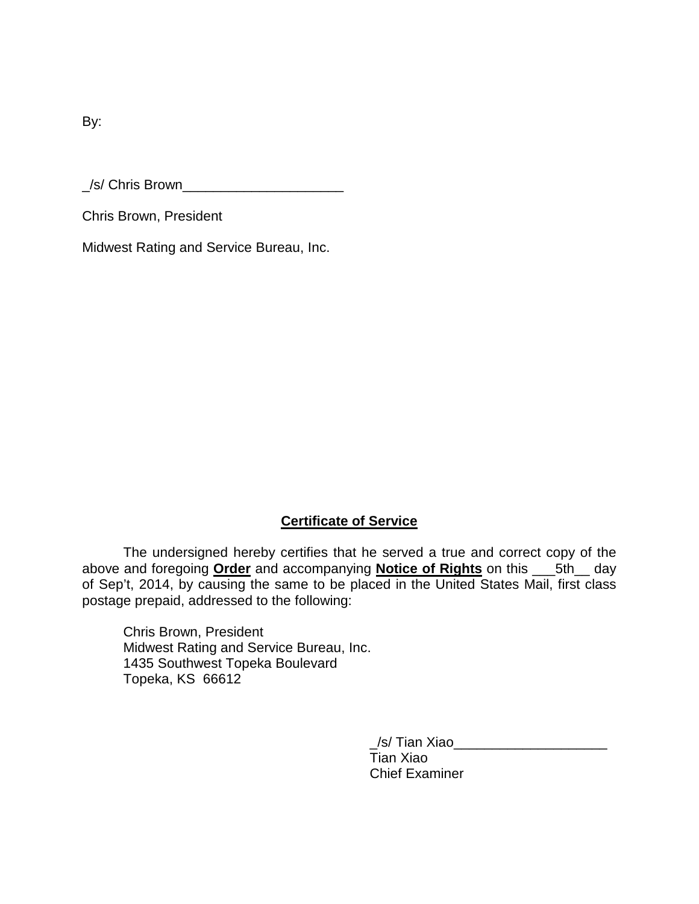By:

_/s/ Chris Brown_____________________

Chris Brown, President

Midwest Rating and Service Bureau, Inc.

**Certificate of Service**

The undersigned hereby certifies that he served a true and correct copy of the above and foregoing **Order** and accompanying **Notice of Rights** on this ___5th__ day of Sep't, 2014, by causing the same to be placed in the United States Mail, first class postage prepaid, addressed to the following:

Chris Brown, President  
Midwest Rating and Service Bureau, Inc.  
1435 Southwest Topeka Boulevard  
Topeka, KS 66612

_/s/ Tian Xiao____________________  
Tian Xiao  
Chief Examiner